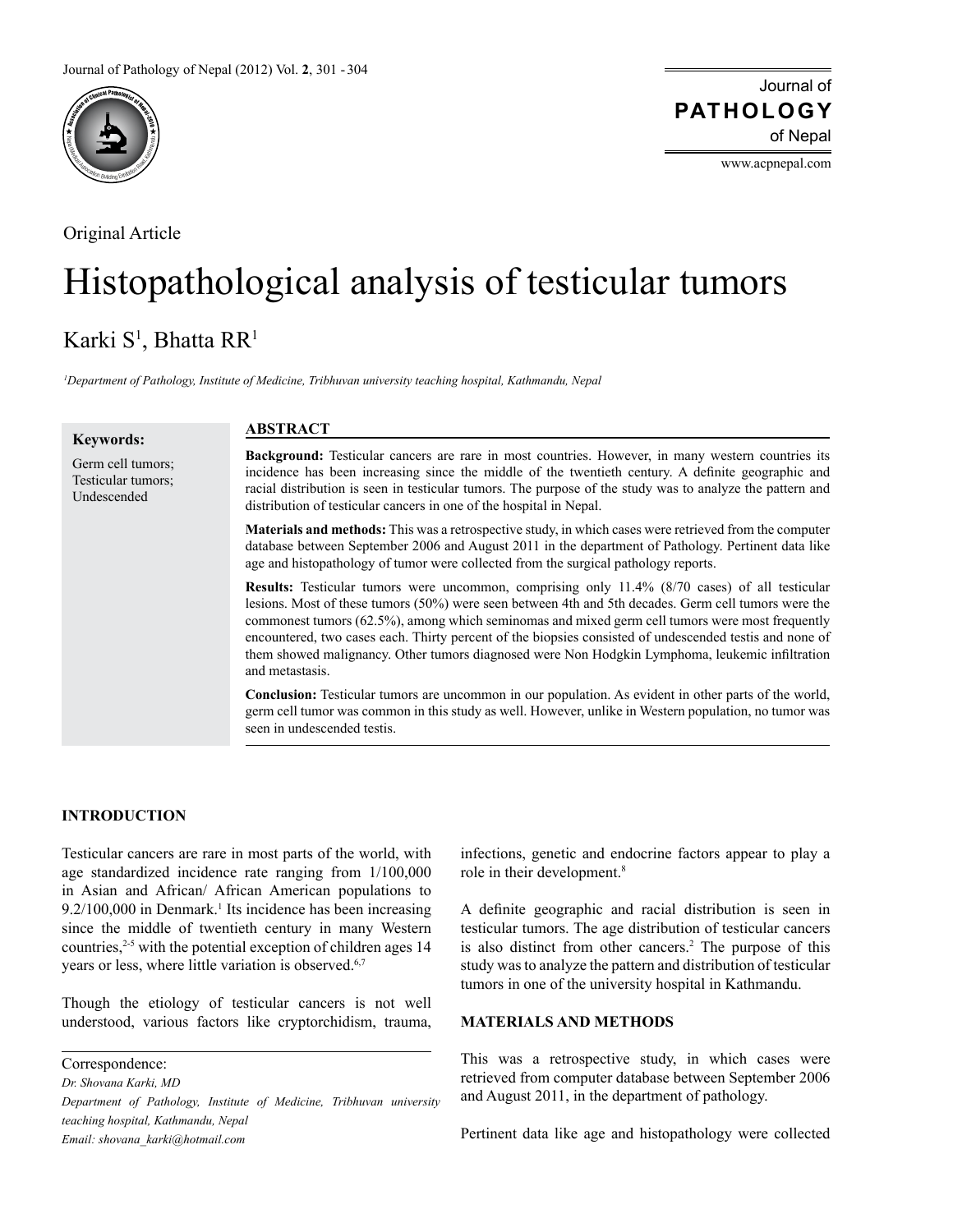Original Article

# Histopathological analysis of testicular tumors

Karki S[1], Bhatta RR[1]

[1]Department of Pathology, Institute of Medicine, Tribhuvan university teaching hospital, Kathmandu, Nepal

**Keywords:**

Germ cell tumors; Testicular tumors; Undescended

## ABSTRACT

**Background:** Testicular cancers are rare in most countries. However, in many western countries its incidence has been increasing since the middle of the twentieth century. A definite geographic and racial distribution is seen in testicular tumors. The purpose of the study was to analyze the pattern and distribution of testicular cancers in one of the hospital in Nepal.

**Materials and methods:** This was a retrospective study, in which cases were retrieved from the computer database between September 2006 and August 2011 in the department of Pathology. Pertinent data like age and histopathology of tumor were collected from the surgical pathology reports.

**Results:** Testicular tumors were uncommon, comprising only 11.4% (8/70 cases) of all testicular lesions. Most of these tumors (50%) were seen between 4th and 5th decades. Germ cell tumors were the commonest tumors (62.5%), among which seminomas and mixed germ cell tumors were most frequently encountered, two cases each. Thirty percent of the biopsies consisted of undescended testis and none of them showed malignancy. Other tumors diagnosed were Non Hodgkin Lymphoma, leukemic infiltration and metastasis.

**Conclusion:** Testicular tumors are uncommon in our population. As evident in other parts of the world, germ cell tumor was common in this study as well. However, unlike in Western population, no tumor was seen in undescended testis.

## INTRODUCTION

Testicular cancers are rare in most parts of the world, with age standardized incidence rate ranging from 1/100,000 in Asian and African/ African American populations to 9.2/100,000 in Denmark.[1] Its incidence has been increasing since the middle of twentieth century in many Western countries,[2-5] with the potential exception of children ages 14 years or less, where little variation is observed.[6,7]

Though the etiology of testicular cancers is not well understood, various factors like cryptorchidism, trauma, infections, genetic and endocrine factors appear to play a role in their development.[8]

A definite geographic and racial distribution is seen in testicular tumors. The age distribution of testicular cancers is also distinct from other cancers.[2] The purpose of this study was to analyze the pattern and distribution of testicular tumors in one of the university hospital in Kathmandu.

## MATERIALS AND METHODS

This was a retrospective study, in which cases were retrieved from computer database between September 2006 and August 2011, in the department of pathology.

Pertinent data like age and histopathology were collected

Correspondence:

*Dr. Shovana Karki, MD*

*Department of Pathology, Institute of Medicine, Tribhuvan university teaching hospital, Kathmandu, Nepal*

*Email: shovana_karki@hotmail.com*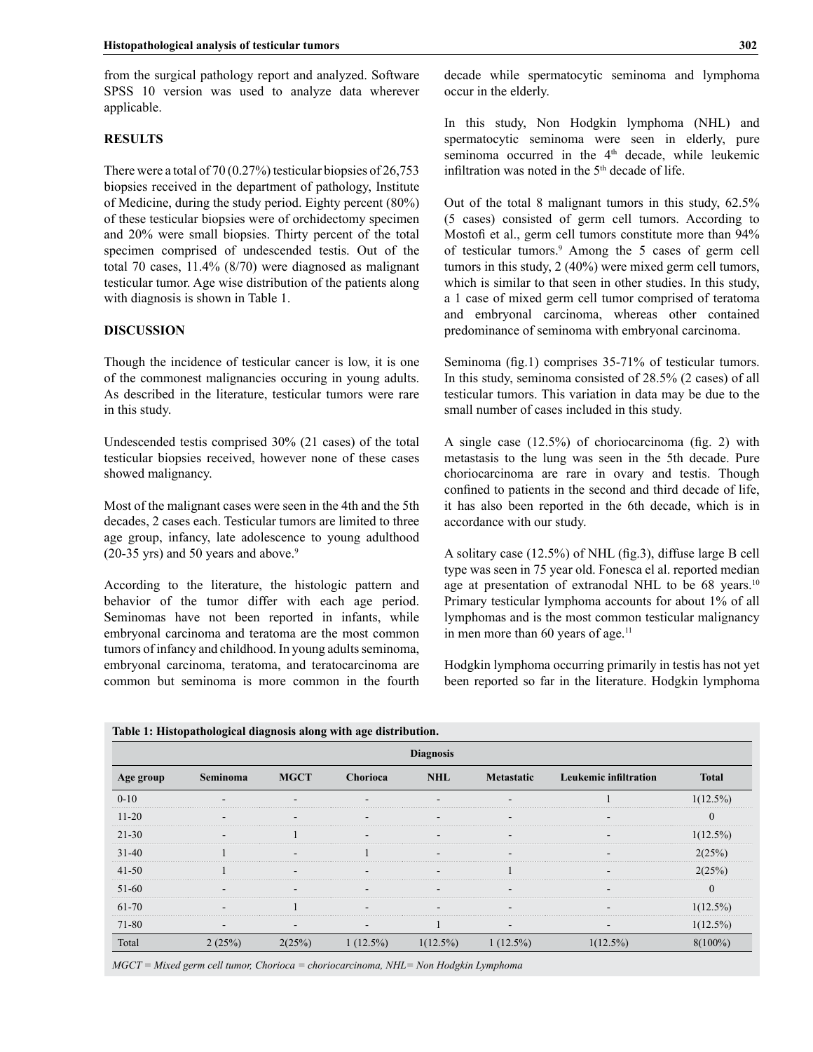from the surgical pathology report and analyzed. Software SPSS 10 version was used to analyze data wherever applicable.

## RESULTS

There were a total of 70 (0.27%) testicular biopsies of 26,753 biopsies received in the department of pathology, Institute of Medicine, during the study period. Eighty percent (80%) of these testicular biopsies were of orchidectomy specimen and 20% were small biopsies. Thirty percent of the total specimen comprised of undescended testis. Out of the total 70 cases, 11.4% (8/70) were diagnosed as malignant testicular tumor. Age wise distribution of the patients along with diagnosis is shown in Table 1.

## DISCUSSION

Though the incidence of testicular cancer is low, it is one of the commonest malignancies occuring in young adults. As described in the literature, testicular tumors were rare in this study.

Undescended testis comprised 30% (21 cases) of the total testicular biopsies received, however none of these cases showed malignancy.

Most of the malignant cases were seen in the 4th and the 5th decades, 2 cases each. Testicular tumors are limited to three age group, infancy, late adolescence to young adulthood (20-35 yrs) and 50 years and above.[9]

According to the literature, the histologic pattern and behavior of the tumor differ with each age period. Seminomas have not been reported in infants, while embryonal carcinoma and teratoma are the most common tumors of infancy and childhood. In young adults seminoma, embryonal carcinoma, teratoma, and teratocarcinoma are common but seminoma is more common in the fourth decade while spermatocytic seminoma and lymphoma occur in the elderly.

In this study, Non Hodgkin lymphoma (NHL) and spermatocytic seminoma were seen in elderly, pure seminoma occurred in the 4th decade, while leukemic infiltration was noted in the 5th decade of life.

Out of the total 8 malignant tumors in this study, 62.5% (5 cases) consisted of germ cell tumors. According to Mostofi et al., germ cell tumors constitute more than 94% of testicular tumors.[9] Among the 5 cases of germ cell tumors in this study, 2 (40%) were mixed germ cell tumors, which is similar to that seen in other studies. In this study, a 1 case of mixed germ cell tumor comprised of teratoma and embryonal carcinoma, whereas other contained predominance of seminoma with embryonal carcinoma.

Seminoma (fig.1) comprises 35-71% of testicular tumors. In this study, seminoma consisted of 28.5% (2 cases) of all testicular tumors. This variation in data may be due to the small number of cases included in this study.

A single case (12.5%) of choriocarcinoma (fig. 2) with metastasis to the lung was seen in the 5th decade. Pure choriocarcinoma are rare in ovary and testis. Though confined to patients in the second and third decade of life, it has also been reported in the 6th decade, which is in accordance with our study.

A solitary case (12.5%) of NHL (fig.3), diffuse large B cell type was seen in 75 year old. Fonesca el al. reported median age at presentation of extranodal NHL to be 68 years.[10] Primary testicular lymphoma accounts for about 1% of all lymphomas and is the most common testicular malignancy in men more than 60 years of age.[11]

Hodgkin lymphoma occurring primarily in testis has not yet been reported so far in the literature. Hodgkin lymphoma

**Table 1: Histopathological diagnosis along with age distribution.**

| | Diagnosis | | | | | | |
|---|---|---|---|---|---|---|---|
| **Age group** | **Seminoma** | **MGCT** | **Chorioca** | **NHL** | **Metastatic** | **Leukemic infiltration** | **Total** |
| 0-10 | - | - | - | - | - | 1 | 1(12.5%) |
| 11-20 | - | - | - | - | - | - | 0 |
| 21-30 | - | 1 | - | - | - | - | 1(12.5%) |
| 31-40 | 1 | - | 1 | - | - | - | 2(25%) |
| 41-50 | 1 | - | - | - | 1 | - | 2(25%) |
| 51-60 | - | - | - | - | - | - | 0 |
| 61-70 | - | 1 | - | - | - | - | 1(12.5%) |
| 71-80 | - | - | - | 1 | - | - | 1(12.5%) |
| Total | 2 (25%) | 2(25%) | 1 (12.5%) | 1(12.5%) | 1 (12.5%) | 1(12.5%) | 8(100%) |

*MGCT = Mixed germ cell tumor, Chorioca = choriocarcinoma, NHL= Non Hodgkin Lymphoma*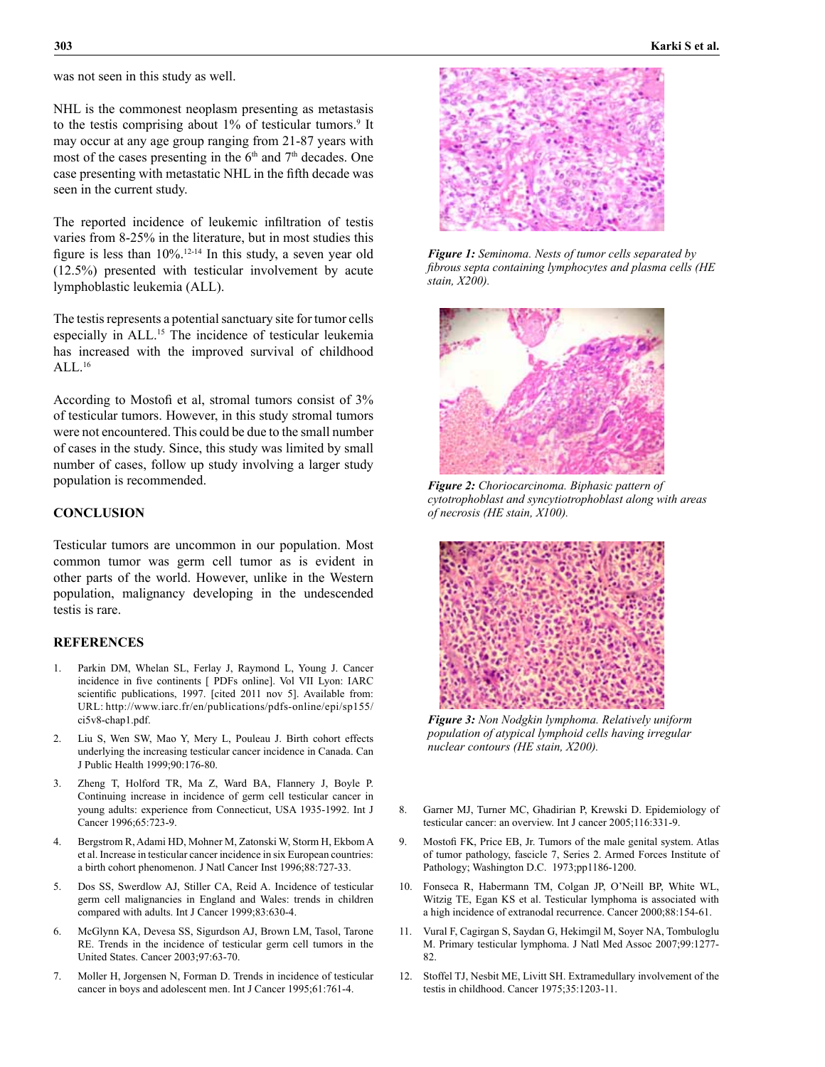was not seen in this study as well.

NHL is the commonest neoplasm presenting as metastasis to the testis comprising about 1% of testicular tumors.[9] It may occur at any age group ranging from 21-87 years with most of the cases presenting in the 6[th] and 7[th] decades. One case presenting with metastatic NHL in the fifth decade was seen in the current study.

The reported incidence of leukemic infiltration of testis varies from 8-25% in the literature, but in most studies this figure is less than 10%.[12-14] In this study, a seven year old (12.5%) presented with testicular involvement by acute lymphoblastic leukemia (ALL).

The testis represents a potential sanctuary site for tumor cells especially in ALL.[15] The incidence of testicular leukemia has increased with the improved survival of childhood ALL.[16]

According to Mostofi et al, stromal tumors consist of 3% of testicular tumors. However, in this study stromal tumors were not encountered. This could be due to the small number of cases in the study. Since, this study was limited by small number of cases, follow up study involving a larger study population is recommended.

## CONCLUSION

Testicular tumors are uncommon in our population. Most common tumor was germ cell tumor as is evident in other parts of the world. However, unlike in the Western population, malignancy developing in the undescended testis is rare.

***Figure 1:*** *Seminoma. Nests of tumor cells separated by fibrous septa containing lymphocytes and plasma cells (HE stain, X200).*

***Figure 2:*** *Choriocarcinoma. Biphasic pattern of cytotrophoblast and syncytiotrophoblast along with areas of necrosis (HE stain, X100).*

***Figure 3:*** *Non Nodgkin lymphoma. Relatively uniform population of atypical lymphoid cells having irregular nuclear contours (HE stain, X200).*

## REFERENCES

1. Parkin DM, Whelan SL, Ferlay J, Raymond L, Young J. Cancer incidence in five continents [ PDFs online]. Vol VII Lyon: IARC scientific publications, 1997. [cited 2011 nov 5]. Available from: URL: http://www.iarc.fr/en/publications/pdfs-online/epi/sp155/ci5v8-chap1.pdf.
2. Liu S, Wen SW, Mao Y, Mery L, Pouleau J. Birth cohort effects underlying the increasing testicular cancer incidence in Canada. Can J Public Health 1999;90:176-80.
3. Zheng T, Holford TR, Ma Z, Ward BA, Flannery J, Boyle P. Continuing increase in incidence of germ cell testicular cancer in young adults: experience from Connecticut, USA 1935-1992. Int J Cancer 1996;65:723-9.
4. Bergstrom R, Adami HD, Mohner M, Zatonski W, Storm H, Ekbom A et al. Increase in testicular cancer incidence in six European countries: a birth cohort phenomenon. J Natl Cancer Inst 1996;88:727-33.
5. Dos SS, Swerdlow AJ, Stiller CA, Reid A. Incidence of testicular germ cell malignancies in England and Wales: trends in children compared with adults. Int J Cancer 1999;83:630-4.
6. McGlynn KA, Devesa SS, Sigurdson AJ, Brown LM, Tasol, Tarone RE. Trends in the incidence of testicular germ cell tumors in the United States. Cancer 2003;97:63-70.
7. Moller H, Jorgensen N, Forman D. Trends in incidence of testicular cancer in boys and adolescent men. Int J Cancer 1995;61:761-4.
8. Garner MJ, Turner MC, Ghadirian P, Krewski D. Epidemiology of testicular cancer: an overview. Int J cancer 2005;116:331-9.
9. Mostofi FK, Price EB, Jr. Tumors of the male genital system. Atlas of tumor pathology, fascicle 7, Series 2. Armed Forces Institute of Pathology; Washington D.C. 1973;pp1186-1200.
10. Fonseca R, Habermann TM, Colgan JP, O'Neill BP, White WL, Witzig TE, Egan KS et al. Testicular lymphoma is associated with a high incidence of extranodal recurrence. Cancer 2000;88:154-61.
11. Vural F, Cagirgan S, Saydan G, Hekimgil M, Soyer NA, Tombuloglu M. Primary testicular lymphoma. J Natl Med Assoc 2007;99:1277-82.
12. Stoffel TJ, Nesbit ME, Livitt SH. Extramedullary involvement of the testis in childhood. Cancer 1975;35:1203-11.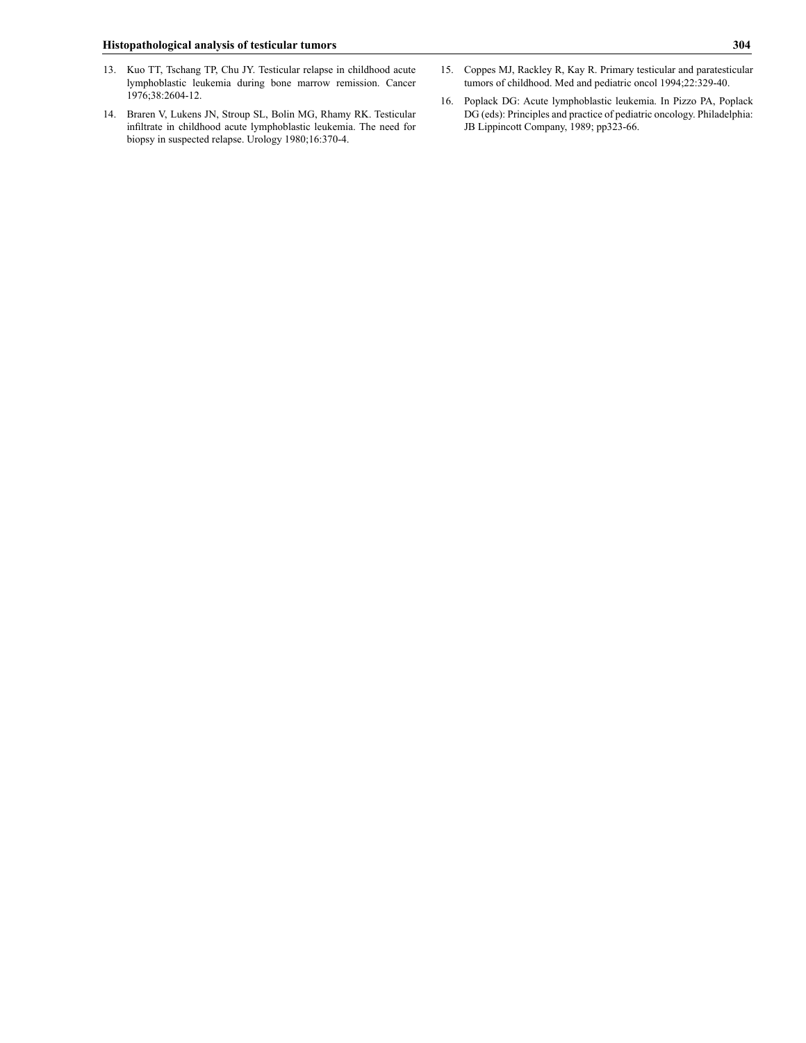13. Kuo TT, Tschang TP, Chu JY. Testicular relapse in childhood acute lymphoblastic leukemia during bone marrow remission. Cancer 1976;38:2604-12.
14. Braren V, Lukens JN, Stroup SL, Bolin MG, Rhamy RK. Testicular infiltrate in childhood acute lymphoblastic leukemia. The need for biopsy in suspected relapse. Urology 1980;16:370-4.
15. Coppes MJ, Rackley R, Kay R. Primary testicular and paratesticular tumors of childhood. Med and pediatric oncol 1994;22:329-40.
16. Poplack DG: Acute lymphoblastic leukemia. In Pizzo PA, Poplack DG (eds): Principles and practice of pediatric oncology. Philadelphia: JB Lippincott Company, 1989; pp323-66.